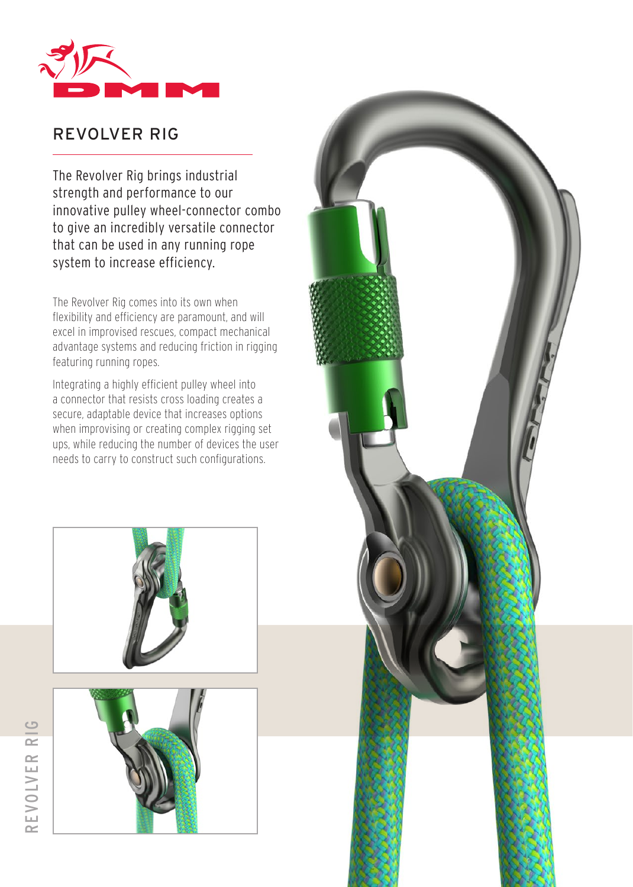DMM

## REVOLVER RIG

The Revolver Rig brings industrial strength and performance to our innovative pulley wheel-connector combo to give an incredibly versatile connector that can be used in any running rope system to increase efficiency.

The Revolver Rig comes into its own when flexibility and efficiency are paramount, and will excel in improvised rescues, compact mechanical advantage systems and reducing friction in rigging featuring running ropes.

Integrating a highly efficient pulley wheel into a connector that resists cross loading creates a secure, adaptable device that increases options when improvising or creating complex rigging set ups, while reducing the number of devices the user needs to carry to construct such configurations.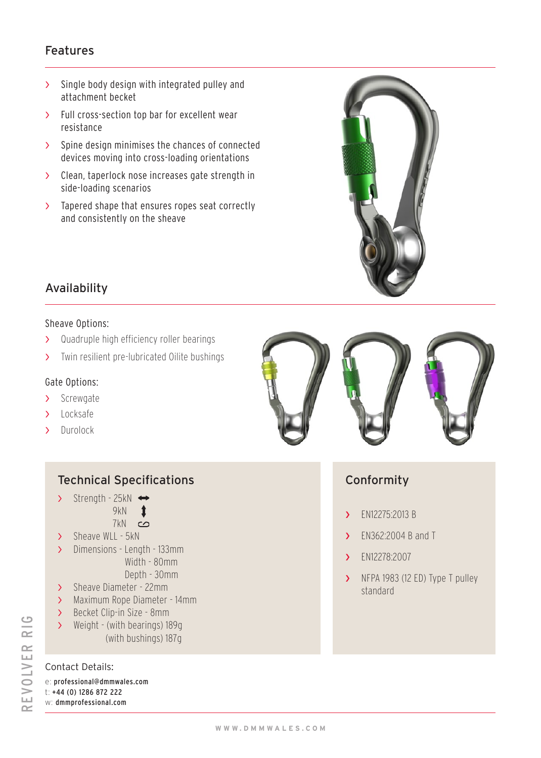## Features

- Single body design with integrated pulley and attachment becket
- Full cross-section top bar for excellent wear resistance
- Spine design minimises the chances of connected devices moving into cross-loading orientations
- Clean, taperlock nose increases gate strength in side-loading scenarios
- Tapered shape that ensures ropes seat correctly and consistently on the sheave

## Availability

Sheave Options:

- Quadruple high efficiency roller bearings
- Twin resilient pre-lubricated Oilite bushings

Gate Options:

- Screwgate
- Locksafe
- Durolock

## Technical Specifications

- Strength - 25kN ⟷
  9kN ↕
  7kN
- Sheave WLL - 5kN
- Dimensions - Length - 133mm
  Width - 80mm
  Depth - 30mm
- Sheave Diameter - 22mm
- Maximum Rope Diameter - 14mm
- Becket Clip-in Size - 8mm
- Weight - (with bearings) 189g
  (with bushings) 187g

## Conformity

- EN12275:2013 B
- EN362:2004 B and T
- EN12278:2007
- NFPA 1983 (12 ED) Type T pulley standard

Contact Details:

e: **professional@dmmwales.com**
t: **+44 (0) 1286 872 222**
w: **dmmprofessional.com**

REVOLVER RIG

WWW.DMMWALES.COM